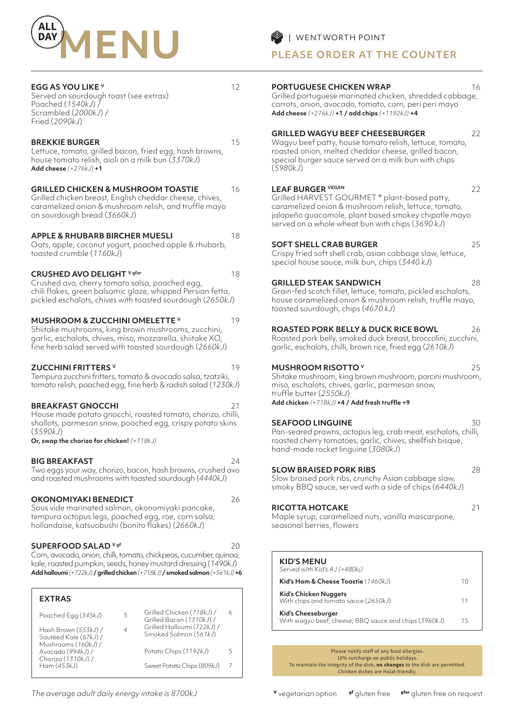# ALL DAY MENU

| WENTWORTH POINT

## PLEASE ORDER AT THE COUNTER

**EGG AS YOU LIKE** [V] — 12
Served on sourdough toast (see extras)
Poached (*1540kJ*) /
Scrambled (*2000kJ*) /
Fried (*2090kJ*)

**BREKKIE BURGER** — 15
Lettuce, tomato, grilled bacon, fried egg, hash browns, house tomato relish, aioli on a milk bun (*3370kJ*)
**Add cheese** *(+276kJ)* **+1**

**GRILLED CHICKEN & MUSHROOM TOASTIE** — 16
Grilled chicken breast, English cheddar cheese, chives, caramelized onion & mushroom relish, and truffle mayo on sourdough bread (*3660kJ*)

**APPLE & RHUBARB BIRCHER MUESLI** — 18
Oats, apple, coconut yogurt, poached apple & rhubarb, toasted crumble (*1160kJ*)

**CRUSHED AVO DELIGHT** [V gfor] — 18
Crushed avo, cherry tomato salsa, poached egg, chili flakes, green balsamic glaze, whipped Persian fetta, pickled eschalots, chives with toasted sourdough (*2650kJ*)

**MUSHROOM & ZUCCHINI OMELETTE** [V] — 19
Shiitake mushrooms, king brown mushrooms, zucchini, garlic, eschalots, chives, miso, mozzarella, shiitake XO, fine herb salad served with toasted sourdough (*2660kJ*)

**ZUCCHINI FRITTERS** [V] — 19
Tempura zucchini fritters, tomato & avocado salsa, tzatziki, tomato relish, poached egg, fine herb & radish salad (*1230kJ*)

**BREAKFAST GNOCCHI** — 21
House made potato gnocchi, roasted tomato, chorizo, chilli, shallots, parmesan snow, poached egg, crispy potato skins (*3590kJ*)
**Or, swap the chorizo for chicken!** *(+718kJ)*

**BIG BREAKFAST** — 24
Two eggs your way, chorizo, bacon, hash browns, crushed avo and roasted mushrooms with toasted sourdough (*4440kJ*)

**OKONOMIYAKI BENEDICT** — 26
Sous vide marinated salmon, okonomiyaki pancake, tempura octopus legs, poached egg, roe, corn salsa, hollandaise, katsuobushi (bonito flakes) (*2660kJ*)

**SUPERFOOD SALAD** [V gf] — 20
Corn, avocado, onion, chilli, tomato, chickpeas, cucumber, quinoa, kale, roasted pumpkin, seeds, honey mustard dressing (*1490kJ*)
**Add halloumi** *(+722kJ)* **/ grilled chicken** *(+718kJ)* **/ smoked salmon** *(+561kJ)* **+6**

### EXTRAS

| Item | Price | Item | Price |
|---|---|---|---|
| Poached Egg (*345kJ*) | 3 | Grilled Chicken (*718kJ*) / Grilled Bacon (*1310kJ*) / Grilled Halloumi (*722kJ*) / Smoked Salmon (*561kJ*) | 6 |
| Hash Brown (*553kJ*) / Sautéed Kale (*67kJ*) / Mushrooms (*160kJ*) / Avocado (*994kJ*) / Chorizo (*1310kJ*) / Ham (*453kJ*) | 4 | Potato Chips (*1192kJ*) | 5 |
| | | Sweet Potato Chips (*809kJ*) | 7 |

*The average adult daily energy intake is 8700kJ*

**PORTUGUESE CHICKEN WRAP** — 16
Grilled portuguese marinated chicken, shredded cabbage, carrots, onion, avocado, tomato, corn, peri peri mayo
**Add cheese** *(+276kJ)* **+1 / add chips** *(+1192kJ)* **+4**

**GRILLED WAGYU BEEF CHEESEBURGER** — 22
Wagyu beef patty, house tomato relish, lettuce, tomato, roasted onion, melted cheddar cheese, grilled bacon, special burger sauce served on a milk bun with chips (*5980kJ*)

**LEAF BURGER** [VEGAN] — 22
Grilled HARVEST GOURMET ® plant-based patty, caramelized onion & mushroom relish, lettuce, tomato, jalapeño guacamole, plant based smokey chipotle mayo served on a whole wheat bun with chips (*3690 kJ*)

**SOFT SHELL CRAB BURGER** — 25
Crispy fried soft shell crab, asian cabbage slaw, lettuce, special house sauce, milk bun, chips (*3440 kJ*)

**GRILLED STEAK SANDWICH** — 28
Grain-fed scotch fillet, lettuce, tomato, pickled eschalots, house caramelized onion & mushroom relish, truffle mayo, toasted sourdough, chips (*4670 kJ*)

**ROASTED PORK BELLY & DUCK RICE BOWL** — 26
Roasted pork belly, smoked duck breast, broccolini, zucchini, garlic, eschalots, chilli, brown rice, fried egg (*2610kJ*)

**MUSHROOM RISOTTO** [V] — 25
Shitake mushroom, king brown mushroom, porcini mushroom, miso, eschalots, chives, garlic, parmesan snow, truffle butter (*2550kJ*)
**Add chicken** *(+718kJ)* **+4 / Add fresh truffle +9**

**SEAFOOD LINGUINE** — 30
Pan-seared prawns, octopus leg, crab meat, eschalots, chilli, roasted cherry tomatoes, garlic, chives, shellfish bisque, hand-made rocket linguine (*3080kJ*)

**SLOW BRAISED PORK RIBS** — 28
Slow braised pork ribs, crunchy Asian cabbage slaw, smoky BBQ sauce, served with a side of chips (*6440kJ*)

**RICOTTA HOTCAKE** — 21
Maple syrup, caramelized nuts, vanilla mascarpone, seasonal berries, flowers

### KID'S MENU
*Served with Kid's AJ (+480kj)*

| Item | Price |
|---|---|
| **Kid's Ham & Cheese Toastie** (*1460kJ*) | 10 |
| **Kid's Chicken Nuggets** With chips and tomato sauce (*2650kJ*) | 11 |
| **Kid's Cheeseburger** With wagyu beef, cheese, BBQ sauce and chips (*3960kJ*) | 15 |

Please notify staff of any food allergies.
10% surcharge on public holidays.
To maintain the integrity of the dish, **no changes** to the dish are permitted.
Chicken dishes are Halal-friendly.

**V** vegetarian option  **gf** gluten free  **gfor** gluten free on request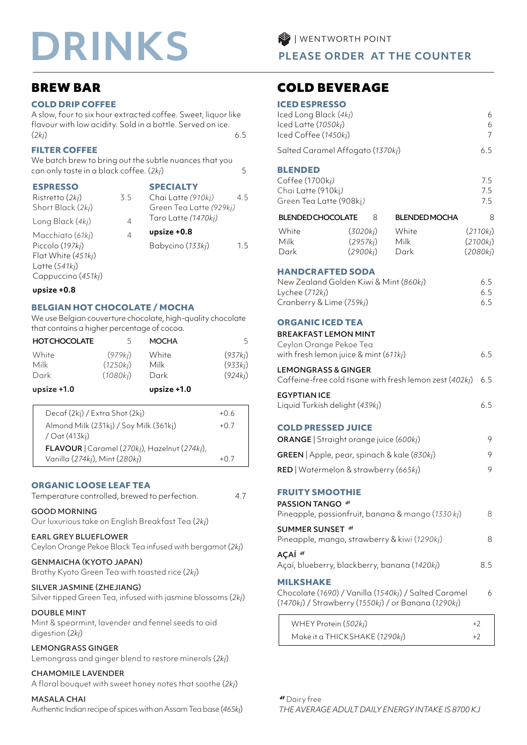# DRINKS

| WENTWORTH POINT

**PLEASE ORDER AT THE COUNTER**

## BREW BAR

### COLD DRIP COFFEE

A slow, four to six hour extracted coffee. Sweet, liquor like flavour with low acidity. Sold in a bottle. Served on ice. (*2kj*) 6.5

### FILTER COFFEE

We batch brew to bring out the subtle nuances that you can only taste in a black coffee. (*2kj*) 5

### ESPRESSO

| | |
|---|---|
| Ristretto (*2kj*) | 3.5 |
| Short Black (*2kj*) | |
| Long Black (*4kj*) | 4 |
| Macchiato (*61kj*) | 4 |
| Piccolo (*197kj*) | |
| Flat White (*451kj*) | |
| Latte (*541kj*) | |
| Cappuccino (*451kj*) | |

**upsize +0.8**

### SPECIALTY

| | |
|---|---|
| Chai Latte (*910kj*) | 4.5 |
| Green Tea Latte (*929kj*) | |
| Taro Latte (*1470kj*) | |

**upsize +0.8**

| | |
|---|---|
| Babycino (*133kj*) | 1.5 |

### BELGIAN HOT CHOCOLATE / MOCHA

We use Belgian couverture chocolate, high-quality chocolate that contains a higher percentage of cocoa.

| HOT CHOCOLATE | 5 | MOCHA | 5 |
|---|---|---|---|
| White | (*979kj*) | White | (*937kj*) |
| Milk | (*1250kj*) | Milk | (*933kj*) |
| Dark | (*1080kj*) | Dark | (*924kj*) |
| **upsize +1.0** | | **upsize +1.0** | |

| | |
|---|---|
| Decaf (2kj) / Extra Shot (2kj) | +0.6 |
| Almond Milk (231kj) / Soy Milk (361kj) / Oat (413kj) | +0.7 |
| **FLAVOUR** \| Caramel (*270kj*), Hazelnut (*274kj*), Vanilla (*274kj*), Mint (*280kj*) | +0.7 |

### ORGANIC LOOSE LEAF TEA

Temperature controlled, brewed to perfection. 4.7

**GOOD MORNING**
Our luxurious take on English Breakfast Tea (*2kj*)

**EARL GREY BLUEFLOWER**
Ceylon Orange Pekoe Black Tea infused with bergamot (*2kj*)

**GENMAICHA (KYOTO JAPAN)**
Brothy Kyoto Green Tea with toasted rice (*2kj*)

**SILVER JASMINE (ZHEJIANG)**
Silver tipped Green Tea, infused with jasmine blossoms (*2kj*)

**DOUBLE MINT**
Mint & spearmint, lavender and fennel seeds to aid digestion (*2kj*)

**LEMONGRASS GINGER**
Lemongrass and ginger blend to restore minerals (*2kj*)

**CHAMOMILE LAVENDER**
A floral bouquet with sweet honey notes that soothe (*2kj*)

**MASALA CHAI**
Authentic Indian recipe of spices with an Assam Tea base (*465kj*)

## COLD BEVERAGE

### ICED ESPRESSO

| | |
|---|---|
| Iced Long Black (*4kj*) | 6 |
| Iced Latte (*1050kj*) | 6 |
| Iced Coffee (*1450kj*) | 7 |
| Salted Caramel Affogato (*1370kj*) | 6.5 |

### BLENDED

| | |
|---|---|
| Coffee (1700*kj*) | 7.5 |
| Chai Latte (910kj) | 7.5 |
| Green Tea Latte (908kj) | 7.5 |

| BLENDED CHOCOLATE | 8 | BLENDED MOCHA | 8 |
|---|---|---|---|
| White | (*3020kj*) | White | (*2110kj*) |
| Milk | (*2957kj*) | Milk | (*2100kj*) |
| Dark | (*2900kj*) | Dark | (*2080kj*) |

### HANDCRAFTED SODA

| | |
|---|---|
| New Zealand Golden Kiwi & Mint (*860kj*) | 6.5 |
| Lychee (*712kj*) | 6.5 |
| Cranberry & Lime (*759kj*) | 6.5 |

### ORGANIC ICED TEA

**BREAKFAST LEMON MINT**
Ceylon Orange Pekoe Tea with fresh lemon juice & mint (*611kj*) 6.5

**LEMONGRASS & GINGER**
Caffeine-free cold tisane with fresh lemon zest (*402kj*) 6.5

**EGYPTIAN ICE**
Liquid Turkish delight (*439kj*) 6.5

### COLD PRESSED JUICE

| | |
|---|---|
| **ORANGE** \| Straight orange juice (*600kj*) | 9 |
| **GREEN** \| Apple, pear, spinach & kale (*830kj*) | 9 |
| **RED** \| Watermelon & strawberry (*665kj*) | 9 |

### FRUITY SMOOTHIE

**PASSION TANGO** [df]
Pineapple, passionfruit, banana & mango (*1330 kj*) 8

**SUMMER SUNSET** [df]
Pineapple, mango, strawberry & kiwi (*1290kj*) 8

**AÇAÍ** [df]
Açaí, blueberry, blackberry, banana (*1420kj*) 8.5

### MILKSHAKE

Chocolate (*1690*) / Vanilla (*1540kj*) / Salted Caramel (*1470kj*) / Strawberry (*1550kj*) / or Banana (*1290kj*) 6

| | |
|---|---|
| WHEY Protein (*502kj*) | +2 |
| Make it a THICKSHAKE (*1290kj*) | +2 |

[df] Dairy free

*THE AVERAGE ADULT DAILY ENERGY INTAKE IS 8700 KJ*